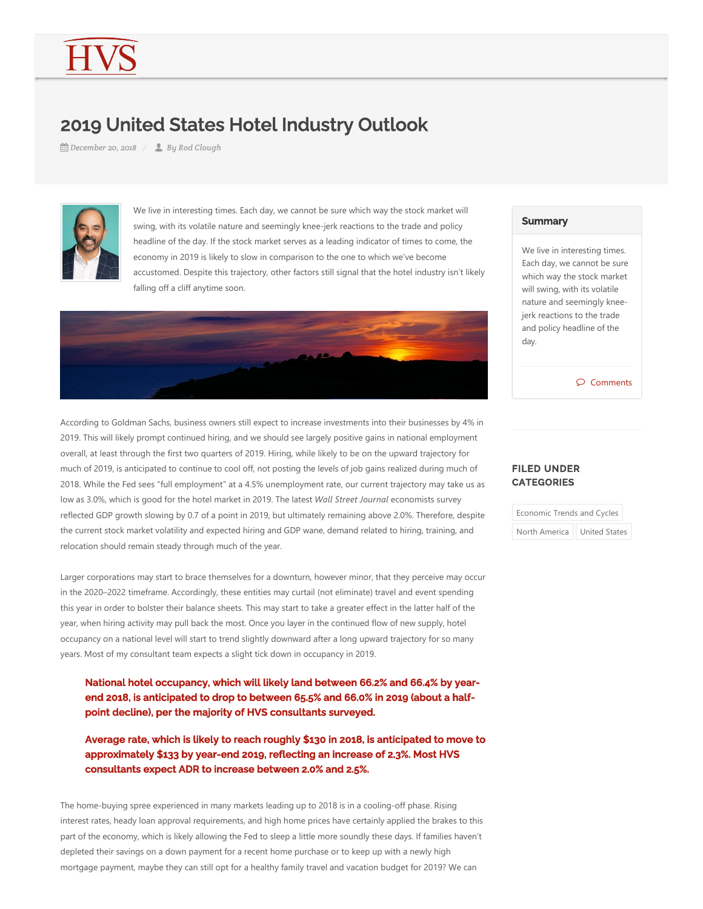HVS

# 2019 United States Hotel Industry Outlook

December 20, 2018 / By Rod Clough

We live in interesting times. Each day, we cannot be sure which way the stock market will swing, with its volatile nature and seemingly knee-jerk reactions to the trade and policy headline of the day. If the stock market serves as a leading indicator of times to come, the economy in 2019 is likely to slow in comparison to the one to which we've become accustomed. Despite this trajectory, other factors still signal that the hotel industry isn't likely falling off a cliff anytime soon.

According to Goldman Sachs, business owners still expect to increase investments into their businesses by 4% in 2019. This will likely prompt continued hiring, and we should see largely positive gains in national employment overall, at least through the first two quarters of 2019. Hiring, while likely to be on the upward trajectory for much of 2019, is anticipated to continue to cool off, not posting the levels of job gains realized during much of 2018. While the Fed sees "full employment" at a 4.5% unemployment rate, our current trajectory may take us as low as 3.0%, which is good for the hotel market in 2019. The latest *Wall Street Journal* economists survey reflected GDP growth slowing by 0.7 of a point in 2019, but ultimately remaining above 2.0%. Therefore, despite the current stock market volatility and expected hiring and GDP wane, demand related to hiring, training, and relocation should remain steady through much of the year.

Larger corporations may start to brace themselves for a downturn, however minor, that they perceive may occur in the 2020–2022 timeframe. Accordingly, these entities may curtail (not eliminate) travel and event spending this year in order to bolster their balance sheets. This may start to take a greater effect in the latter half of the year, when hiring activity may pull back the most. Once you layer in the continued flow of new supply, hotel occupancy on a national level will start to trend slightly downward after a long upward trajectory for so many years. Most of my consultant team expects a slight tick down in occupancy in 2019.

> **National hotel occupancy, which will likely land between 66.2% and 66.4% by year-end 2018, is anticipated to drop to between 65.5% and 66.0% in 2019 (about a half-point decline), per the majority of HVS consultants surveyed.**
>
> **Average rate, which is likely to reach roughly $130 in 2018, is anticipated to move to approximately $133 by year-end 2019, reflecting an increase of 2.3%. Most HVS consultants expect ADR to increase between 2.0% and 2.5%.**

The home-buying spree experienced in many markets leading up to 2018 is in a cooling-off phase. Rising interest rates, heady loan approval requirements, and high home prices have certainly applied the brakes to this part of the economy, which is likely allowing the Fed to sleep a little more soundly these days. If families haven't depleted their savings on a down payment for a recent home purchase or to keep up with a newly high mortgage payment, maybe they can still opt for a healthy family travel and vacation budget for 2019? We can

## Summary

We live in interesting times. Each day, we cannot be sure which way the stock market will swing, with its volatile nature and seemingly knee-jerk reactions to the trade and policy headline of the day.

Comments

## FILED UNDER CATEGORIES

Economic Trends and Cycles

North America

United States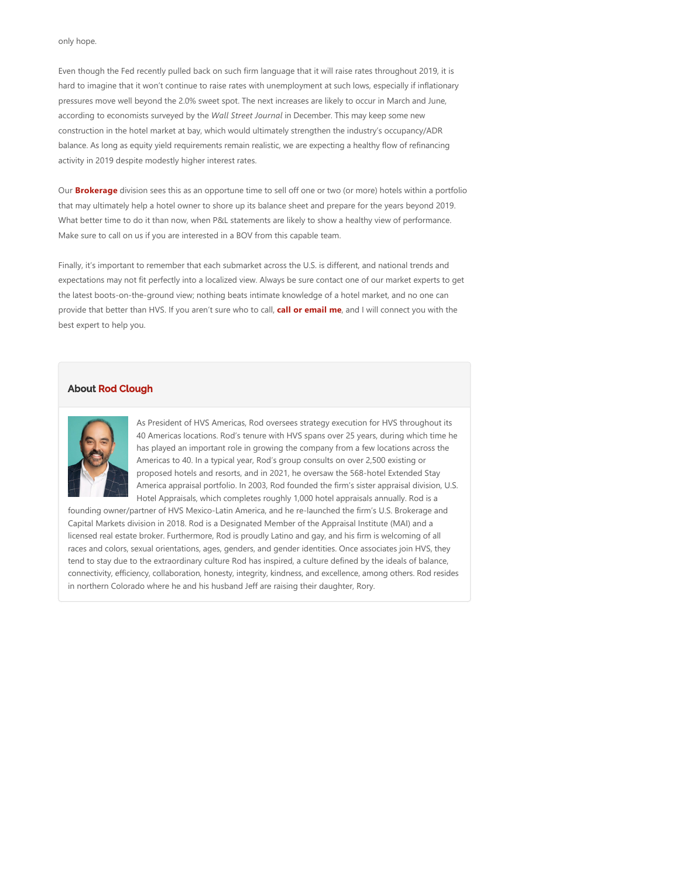only hope.

Even though the Fed recently pulled back on such firm language that it will raise rates throughout 2019, it is hard to imagine that it won't continue to raise rates with unemployment at such lows, especially if inflationary pressures move well beyond the 2.0% sweet spot. The next increases are likely to occur in March and June, according to economists surveyed by the *Wall Street Journal* in December. This may keep some new construction in the hotel market at bay, which would ultimately strengthen the industry's occupancy/ADR balance. As long as equity yield requirements remain realistic, we are expecting a healthy flow of refinancing activity in 2019 despite modestly higher interest rates.

Our **Brokerage** division sees this as an opportune time to sell off one or two (or more) hotels within a portfolio that may ultimately help a hotel owner to shore up its balance sheet and prepare for the years beyond 2019. What better time to do it than now, when P&L statements are likely to show a healthy view of performance. Make sure to call on us if you are interested in a BOV from this capable team.

Finally, it's important to remember that each submarket across the U.S. is different, and national trends and expectations may not fit perfectly into a localized view. Always be sure contact one of our market experts to get the latest boots-on-the-ground view; nothing beats intimate knowledge of a hotel market, and no one can provide that better than HVS. If you aren't sure who to call, **call or email me**, and I will connect you with the best expert to help you.

## About Rod Clough

As President of HVS Americas, Rod oversees strategy execution for HVS throughout its 40 Americas locations. Rod's tenure with HVS spans over 25 years, during which time he has played an important role in growing the company from a few locations across the Americas to 40. In a typical year, Rod's group consults on over 2,500 existing or proposed hotels and resorts, and in 2021, he oversaw the 568-hotel Extended Stay America appraisal portfolio. In 2003, Rod founded the firm's sister appraisal division, U.S. Hotel Appraisals, which completes roughly 1,000 hotel appraisals annually. Rod is a founding owner/partner of HVS Mexico-Latin America, and he re-launched the firm's U.S. Brokerage and Capital Markets division in 2018. Rod is a Designated Member of the Appraisal Institute (MAI) and a licensed real estate broker. Furthermore, Rod is proudly Latino and gay, and his firm is welcoming of all races and colors, sexual orientations, ages, genders, and gender identities. Once associates join HVS, they tend to stay due to the extraordinary culture Rod has inspired, a culture defined by the ideals of balance, connectivity, efficiency, collaboration, honesty, integrity, kindness, and excellence, among others. Rod resides in northern Colorado where he and his husband Jeff are raising their daughter, Rory.